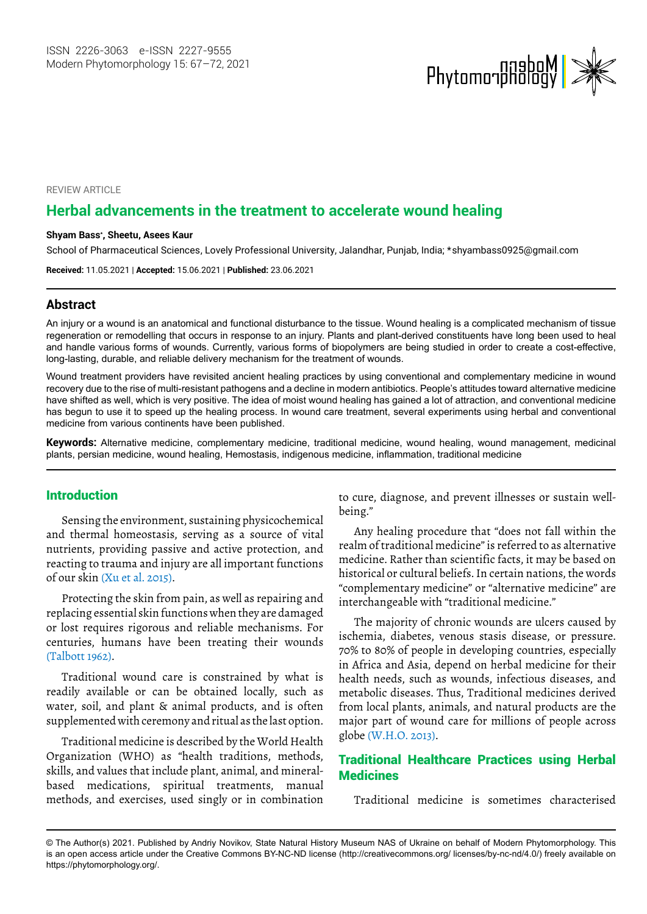REVIEW ARTICLE

# Herbal advancements in the treatment to accelerate wound healing

**Shyam Bass*, Sheetu, Asees Kaur**

School of Pharmaceutical Sciences, Lovely Professional University, Jalandhar, Punjab, India; *shyambass0925@gmail.com

**Received:** 11.05.2021 | **Accepted:** 15.06.2021 | **Published:** 23.06.2021

## Abstract

An injury or a wound is an anatomical and functional disturbance to the tissue. Wound healing is a complicated mechanism of tissue regeneration or remodelling that occurs in response to an injury. Plants and plant-derived constituents have long been used to heal and handle various forms of wounds. Currently, various forms of biopolymers are being studied in order to create a cost-effective, long-lasting, durable, and reliable delivery mechanism for the treatment of wounds.

Wound treatment providers have revisited ancient healing practices by using conventional and complementary medicine in wound recovery due to the rise of multi-resistant pathogens and a decline in modern antibiotics. People's attitudes toward alternative medicine have shifted as well, which is very positive. The idea of moist wound healing has gained a lot of attraction, and conventional medicine has begun to use it to speed up the healing process. In wound care treatment, several experiments using herbal and conventional medicine from various continents have been published.

**Keywords:** Alternative medicine, complementary medicine, traditional medicine, wound healing, wound management, medicinal plants, persian medicine, wound healing, Hemostasis, indigenous medicine, inflammation, traditional medicine

## Introduction

Sensing the environment, sustaining physicochemical and thermal homeostasis, serving as a source of vital nutrients, providing passive and active protection, and reacting to trauma and injury are all important functions of our skin (Xu et al. 2015).

Protecting the skin from pain, as well as repairing and replacing essential skin functions when they are damaged or lost requires rigorous and reliable mechanisms. For centuries, humans have been treating their wounds (Talbott 1962).

Traditional wound care is constrained by what is readily available or can be obtained locally, such as water, soil, and plant & animal products, and is often supplemented with ceremony and ritual as the last option.

Traditional medicine is described by the World Health Organization (WHO) as "health traditions, methods, skills, and values that include plant, animal, and mineral-based medications, spiritual treatments, manual methods, and exercises, used singly or in combination to cure, diagnose, and prevent illnesses or sustain well-being."

Any healing procedure that "does not fall within the realm of traditional medicine" is referred to as alternative medicine. Rather than scientific facts, it may be based on historical or cultural beliefs. In certain nations, the words "complementary medicine" or "alternative medicine" are interchangeable with "traditional medicine."

The majority of chronic wounds are ulcers caused by ischemia, diabetes, venous stasis disease, or pressure. 70% to 80% of people in developing countries, especially in Africa and Asia, depend on herbal medicine for their health needs, such as wounds, infectious diseases, and metabolic diseases. Thus, Traditional medicines derived from local plants, animals, and natural products are the major part of wound care for millions of people across globe (W.H.O. 2013).

## Traditional Healthcare Practices using Herbal Medicines

Traditional medicine is sometimes characterised

© The Author(s) 2021. Published by Andriy Novikov, State Natural History Museum NAS of Ukraine on behalf of Modern Phytomorphology. This is an open access article under the Creative Commons BY-NC-ND license (http://creativecommons.org/ licenses/by-nc-nd/4.0/) freely available on https://phytomorphology.org/.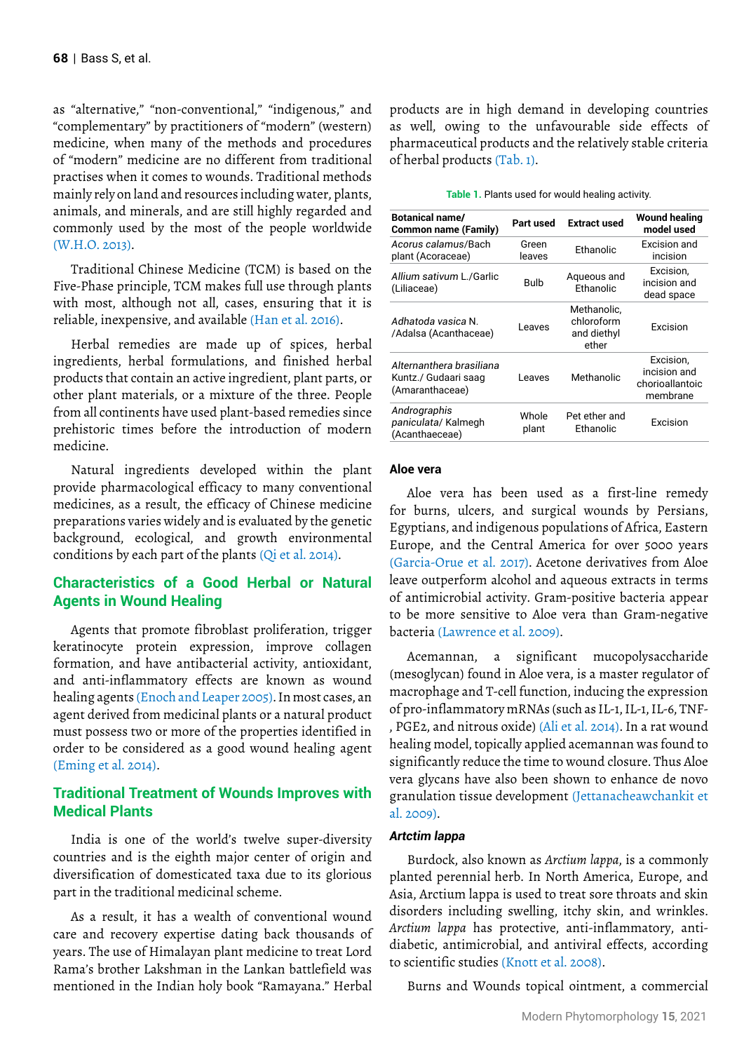as "alternative," "non-conventional," "indigenous," and "complementary" by practitioners of "modern" (western) medicine, when many of the methods and procedures of "modern" medicine are no different from traditional practises when it comes to wounds. Traditional methods mainly rely on land and resources including water, plants, animals, and minerals, and are still highly regarded and commonly used by the most of the people worldwide (W.H.O. 2013).

Traditional Chinese Medicine (TCM) is based on the Five-Phase principle, TCM makes full use through plants with most, although not all, cases, ensuring that it is reliable, inexpensive, and available (Han et al. 2016).

Herbal remedies are made up of spices, herbal ingredients, herbal formulations, and finished herbal products that contain an active ingredient, plant parts, or other plant materials, or a mixture of the three. People from all continents have used plant-based remedies since prehistoric times before the introduction of modern medicine.

Natural ingredients developed within the plant provide pharmacological efficacy to many conventional medicines, as a result, the efficacy of Chinese medicine preparations varies widely and is evaluated by the genetic background, ecological, and growth environmental conditions by each part of the plants (Qi et al. 2014).

## Characteristics of a Good Herbal or Natural Agents in Wound Healing

Agents that promote fibroblast proliferation, trigger keratinocyte protein expression, improve collagen formation, and have antibacterial activity, antioxidant, and anti-inflammatory effects are known as wound healing agents (Enoch and Leaper 2005). In most cases, an agent derived from medicinal plants or a natural product must possess two or more of the properties identified in order to be considered as a good wound healing agent (Eming et al. 2014).

## Traditional Treatment of Wounds Improves with Medical Plants

India is one of the world's twelve super-diversity countries and is the eighth major center of origin and diversification of domesticated taxa due to its glorious part in the traditional medicinal scheme.

As a result, it has a wealth of conventional wound care and recovery expertise dating back thousands of years. The use of Himalayan plant medicine to treat Lord Rama's brother Lakshman in the Lankan battlefield was mentioned in the Indian holy book "Ramayana." Herbal products are in high demand in developing countries as well, owing to the unfavourable side effects of pharmaceutical products and the relatively stable criteria of herbal products (Tab. 1).

**Table 1.** Plants used for would healing activity.

| Botanical name/ Common name (Family) | Part used | Extract used | Wound healing model used |
|---|---|---|---|
| *Acorus calamus*/Bach plant (Acoraceae) | Green leaves | Ethanolic | Excision and incision |
| *Allium sativum* L./Garlic (Liliaceae) | Bulb | Aqueous and Ethanolic | Excision, incision and dead space |
| *Adhatoda vasica* N. /Adalsa (Acanthaceae) | Leaves | Methanolic, chloroform and diethyl ether | Excision |
| *Alternanthera brasiliana* Kuntz./ Gudaari saag (Amaranthaceae) | Leaves | Methanolic | Excision, incision and chorioallantoic membrane |
| *Andrographis paniculata*/ Kalmegh (Acanthaceae) | Whole plant | Pet ether and Ethanolic | Excision |

### Aloe vera

Aloe vera has been used as a first-line remedy for burns, ulcers, and surgical wounds by Persians, Egyptians, and indigenous populations of Africa, Eastern Europe, and the Central America for over 5000 years (Garcia-Orue et al. 2017). Acetone derivatives from Aloe leave outperform alcohol and aqueous extracts in terms of antimicrobial activity. Gram-positive bacteria appear to be more sensitive to Aloe vera than Gram-negative bacteria (Lawrence et al. 2009).

Acemannan, a significant mucopolysaccharide (mesoglycan) found in Aloe vera, is a master regulator of macrophage and T-cell function, inducing the expression of pro-inflammatory mRNAs (such as IL-1, IL-1, IL-6, TNF-, PGE2, and nitrous oxide) (Ali et al. 2014). In a rat wound healing model, topically applied acemannan was found to significantly reduce the time to wound closure. Thus Aloe vera glycans have also been shown to enhance de novo granulation tissue development (Jettanacheawchankit et al. 2009).

### *Artctim lappa*

Burdock, also known as *Arctium lappa*, is a commonly planted perennial herb. In North America, Europe, and Asia, Arctium lappa is used to treat sore throats and skin disorders including swelling, itchy skin, and wrinkles. *Arctium lappa* has protective, anti-inflammatory, anti-diabetic, antimicrobial, and antiviral effects, according to scientific studies (Knott et al. 2008).

Burns and Wounds topical ointment, a commercial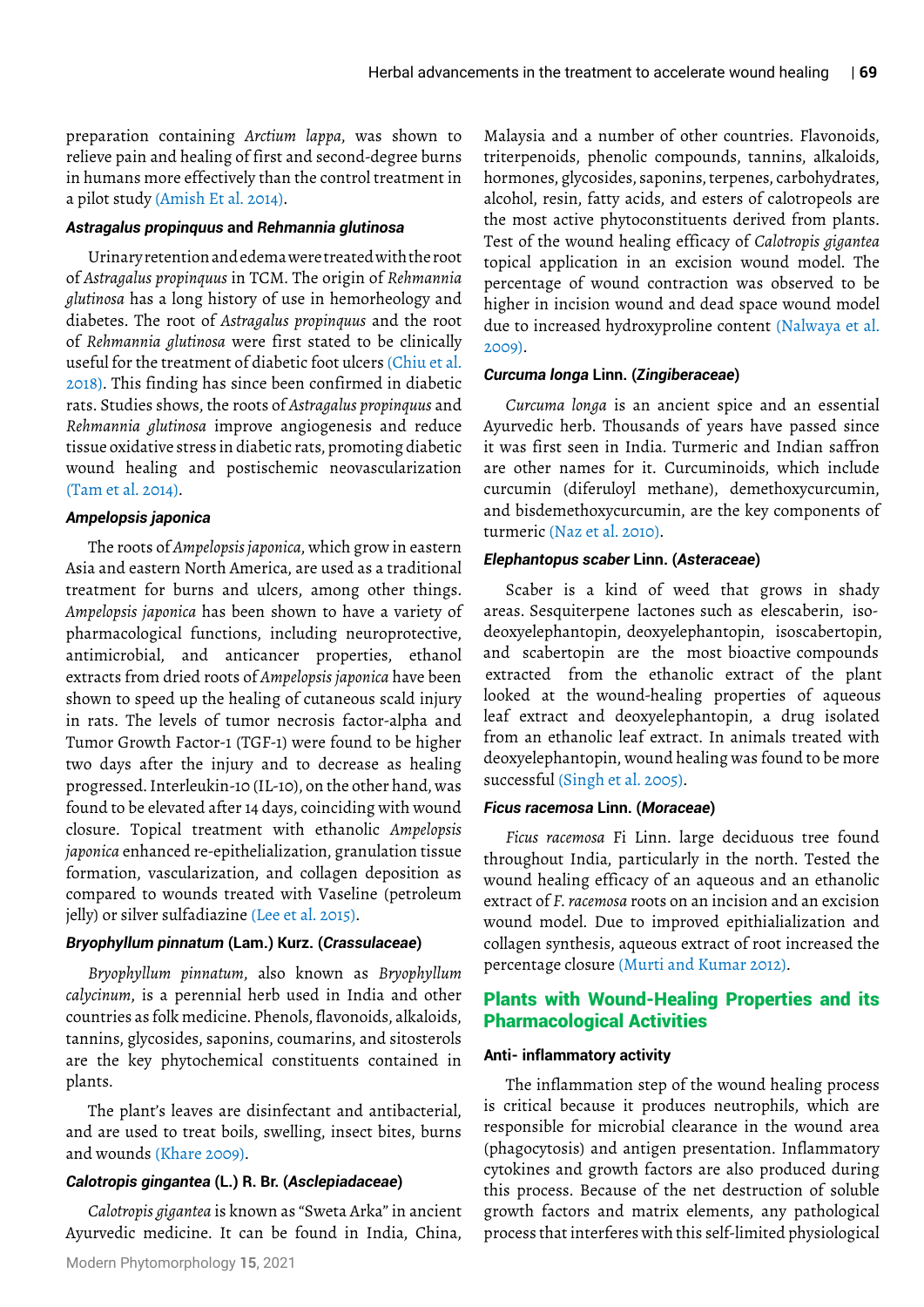preparation containing *Arctium lappa*, was shown to relieve pain and healing of first and second-degree burns in humans more effectively than the control treatment in a pilot study (Amish Et al. 2014).

#### *Astragalus propinquus* and *Rehmannia glutinosa*

Urinary retention and edema were treated with the root of *Astragalus propinquus* in TCM. The origin of *Rehmannia glutinosa* has a long history of use in hemorheology and diabetes. The root of *Astragalus propinquus* and the root of *Rehmannia glutinosa* were first stated to be clinically useful for the treatment of diabetic foot ulcers (Chiu et al. 2018). This finding has since been confirmed in diabetic rats. Studies shows, the roots of *Astragalus propinquus* and *Rehmannia glutinosa* improve angiogenesis and reduce tissue oxidative stress in diabetic rats, promoting diabetic wound healing and postischemic neovascularization (Tam et al. 2014).

#### *Ampelopsis japonica*

The roots of *Ampelopsis japonica*, which grow in eastern Asia and eastern North America, are used as a traditional treatment for burns and ulcers, among other things. *Ampelopsis japonica* has been shown to have a variety of pharmacological functions, including neuroprotective, antimicrobial, and anticancer properties, ethanol extracts from dried roots of *Ampelopsis japonica* have been shown to speed up the healing of cutaneous scald injury in rats. The levels of tumor necrosis factor-alpha and Tumor Growth Factor-1 (TGF-1) were found to be higher two days after the injury and to decrease as healing progressed. Interleukin-10 (IL-10), on the other hand, was found to be elevated after 14 days, coinciding with wound closure. Topical treatment with ethanolic *Ampelopsis japonica* enhanced re-epithelialization, granulation tissue formation, vascularization, and collagen deposition as compared to wounds treated with Vaseline (petroleum jelly) or silver sulfadiazine (Lee et al. 2015).

#### *Bryophyllum pinnatum* (Lam.) Kurz. (*Crassulaceae*)

*Bryophyllum pinnatum*, also known as *Bryophyllum calycinum*, is a perennial herb used in India and other countries as folk medicine. Phenols, flavonoids, alkaloids, tannins, glycosides, saponins, coumarins, and sitosterols are the key phytochemical constituents contained in plants.

The plant's leaves are disinfectant and antibacterial, and are used to treat boils, swelling, insect bites, burns and wounds (Khare 2009).

#### *Calotropis gingantea* (L.) R. Br. (*Asclepiadaceae*)

*Calotropis gigantea* is known as "Sweta Arka" in ancient Ayurvedic medicine. It can be found in India, China, Malaysia and a number of other countries. Flavonoids, triterpenoids, phenolic compounds, tannins, alkaloids, hormones, glycosides, saponins, terpenes, carbohydrates, alcohol, resin, fatty acids, and esters of calotropeols are the most active phytoconstituents derived from plants. Test of the wound healing efficacy of *Calotropis gigantea* topical application in an excision wound model. The percentage of wound contraction was observed to be higher in incision wound and dead space wound model due to increased hydroxyproline content (Nalwaya et al. 2009).

#### *Curcuma longa* Linn. (*Zingiberaceae*)

*Curcuma longa* is an ancient spice and an essential Ayurvedic herb. Thousands of years have passed since it was first seen in India. Turmeric and Indian saffron are other names for it. Curcuminoids, which include curcumin (diferuloyl methane), demethoxycurcumin, and bisdemethoxycurcumin, are the key components of turmeric (Naz et al. 2010).

#### *Elephantopus scaber* Linn. (*Asteraceae*)

Scaber is a kind of weed that grows in shady areas. Sesquiterpene lactones such as elescaberin, iso-deoxyelephantopin, deoxyelephantopin, isoscabertopin, and scabertopin are the most bioactive compounds extracted from the ethanolic extract of the plant looked at the wound-healing properties of aqueous leaf extract and deoxyelephantopin, a drug isolated from an ethanolic leaf extract. In animals treated with deoxyelephantopin, wound healing was found to be more successful (Singh et al. 2005).

#### *Ficus racemosa* Linn. (*Moraceae*)

*Ficus racemosa* Fi Linn. large deciduous tree found throughout India, particularly in the north. Tested the wound healing efficacy of an aqueous and an ethanolic extract of *F. racemosa* roots on an incision and an excision wound model. Due to improved epithialialization and collagen synthesis, aqueous extract of root increased the percentage closure (Murti and Kumar 2012).

## Plants with Wound-Healing Properties and its Pharmacological Activities

#### Anti- inflammatory activity

The inflammation step of the wound healing process is critical because it produces neutrophils, which are responsible for microbial clearance in the wound area (phagocytosis) and antigen presentation. Inflammatory cytokines and growth factors are also produced during this process. Because of the net destruction of soluble growth factors and matrix elements, any pathological process that interferes with this self-limited physiological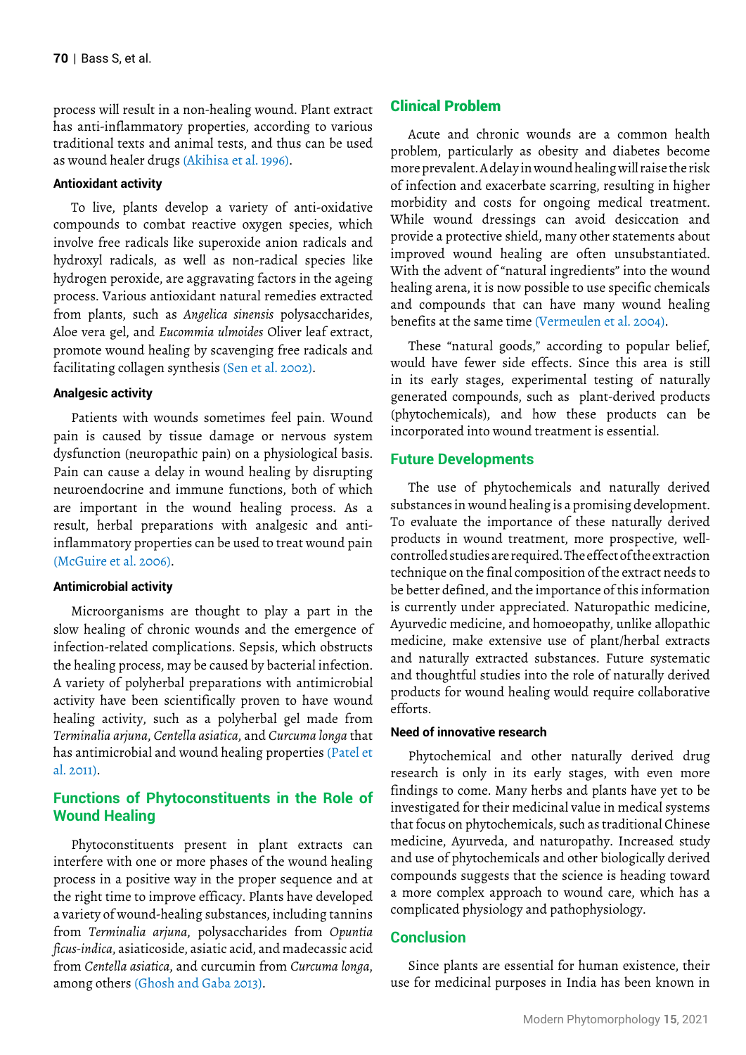process will result in a non-healing wound. Plant extract has anti-inflammatory properties, according to various traditional texts and animal tests, and thus can be used as wound healer drugs (Akihisa et al. 1996).

### Antioxidant activity

To live, plants develop a variety of anti-oxidative compounds to combat reactive oxygen species, which involve free radicals like superoxide anion radicals and hydroxyl radicals, as well as non-radical species like hydrogen peroxide, are aggravating factors in the ageing process. Various antioxidant natural remedies extracted from plants, such as *Angelica sinensis* polysaccharides, Aloe vera gel, and *Eucommia ulmoides* Oliver leaf extract, promote wound healing by scavenging free radicals and facilitating collagen synthesis (Sen et al. 2002).

### Analgesic activity

Patients with wounds sometimes feel pain. Wound pain is caused by tissue damage or nervous system dysfunction (neuropathic pain) on a physiological basis. Pain can cause a delay in wound healing by disrupting neuroendocrine and immune functions, both of which are important in the wound healing process. As a result, herbal preparations with analgesic and anti-inflammatory properties can be used to treat wound pain (McGuire et al. 2006).

### Antimicrobial activity

Microorganisms are thought to play a part in the slow healing of chronic wounds and the emergence of infection-related complications. Sepsis, which obstructs the healing process, may be caused by bacterial infection. A variety of polyherbal preparations with antimicrobial activity have been scientifically proven to have wound healing activity, such as a polyherbal gel made from *Terminalia arjuna*, *Centella asiatica*, and *Curcuma longa* that has antimicrobial and wound healing properties (Patel et al. 2011).

## Functions of Phytoconstituents in the Role of Wound Healing

Phytoconstituents present in plant extracts can interfere with one or more phases of the wound healing process in a positive way in the proper sequence and at the right time to improve efficacy. Plants have developed a variety of wound-healing substances, including tannins from *Terminalia arjuna*, polysaccharides from *Opuntia ficus-indica*, asiaticoside, asiatic acid, and madecassic acid from *Centella asiatica*, and curcumin from *Curcuma longa*, among others (Ghosh and Gaba 2013).

## Clinical Problem

Acute and chronic wounds are a common health problem, particularly as obesity and diabetes become more prevalent. A delay in wound healing will raise the risk of infection and exacerbate scarring, resulting in higher morbidity and costs for ongoing medical treatment. While wound dressings can avoid desiccation and provide a protective shield, many other statements about improved wound healing are often unsubstantiated. With the advent of "natural ingredients" into the wound healing arena, it is now possible to use specific chemicals and compounds that can have many wound healing benefits at the same time (Vermeulen et al. 2004).

These "natural goods," according to popular belief, would have fewer side effects. Since this area is still in its early stages, experimental testing of naturally generated compounds, such as plant-derived products (phytochemicals), and how these products can be incorporated into wound treatment is essential.

## Future Developments

The use of phytochemicals and naturally derived substances in wound healing is a promising development. To evaluate the importance of these naturally derived products in wound treatment, more prospective, well-controlled studies are required. The effect of the extraction technique on the final composition of the extract needs to be better defined, and the importance of this information is currently under appreciated. Naturopathic medicine, Ayurvedic medicine, and homoeopathy, unlike allopathic medicine, make extensive use of plant/herbal extracts and naturally extracted substances. Future systematic and thoughtful studies into the role of naturally derived products for wound healing would require collaborative efforts.

### Need of innovative research

Phytochemical and other naturally derived drug research is only in its early stages, with even more findings to come. Many herbs and plants have yet to be investigated for their medicinal value in medical systems that focus on phytochemicals, such as traditional Chinese medicine, Ayurveda, and naturopathy. Increased study and use of phytochemicals and other biologically derived compounds suggests that the science is heading toward a more complex approach to wound care, which has a complicated physiology and pathophysiology.

## Conclusion

Since plants are essential for human existence, their use for medicinal purposes in India has been known in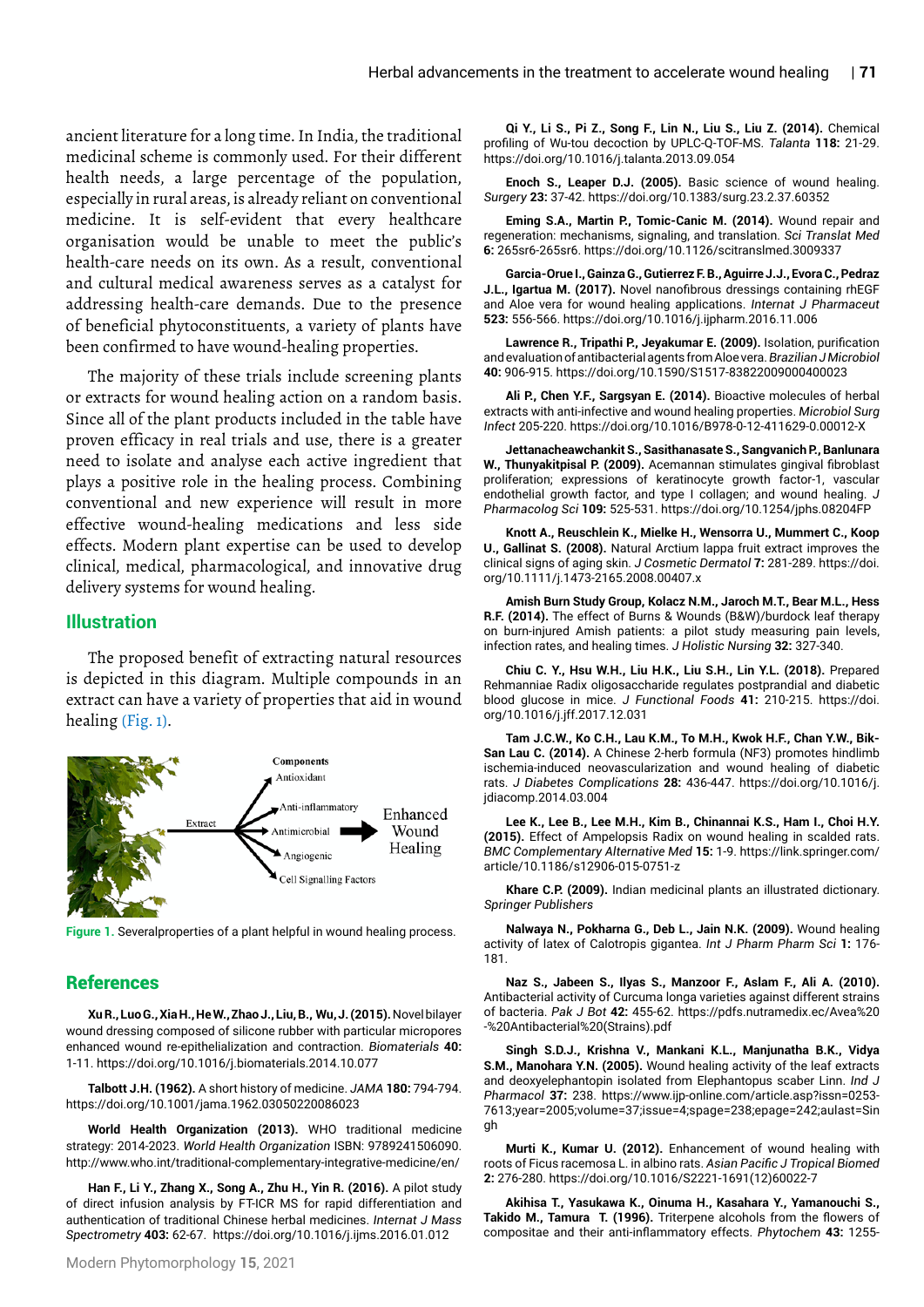ancient literature for a long time. In India, the traditional medicinal scheme is commonly used. For their different health needs, a large percentage of the population, especially in rural areas, is already reliant on conventional medicine. It is self-evident that every healthcare organisation would be unable to meet the public's health-care needs on its own. As a result, conventional and cultural medical awareness serves as a catalyst for addressing health-care demands. Due to the presence of beneficial phytoconstituents, a variety of plants have been confirmed to have wound-healing properties.

The majority of these trials include screening plants or extracts for wound healing action on a random basis. Since all of the plant products included in the table have proven efficacy in real trials and use, there is a greater need to isolate and analyse each active ingredient that plays a positive role in the healing process. Combining conventional and new experience will result in more effective wound-healing medications and less side effects. Modern plant expertise can be used to develop clinical, medical, pharmacological, and innovative drug delivery systems for wound healing.

## Illustration

The proposed benefit of extracting natural resources is depicted in this diagram. Multiple compounds in an extract can have a variety of properties that aid in wound healing (Fig. 1).

Extract → Components: Antioxidant, Anti-inflammatory, Antimicrobial, Angiogenic, Cell Signalling Factors → Enhanced Wound Healing

**Figure 1.** Severalproperties of a plant helpful in wound healing process.

## References

**Xu R., Luo G., Xia H., He W., Zhao J., Liu, B., Wu, J. (2015).** Novel bilayer wound dressing composed of silicone rubber with particular micropores enhanced wound re-epithelialization and contraction. *Biomaterials* **40:** 1-11. https://doi.org/10.1016/j.biomaterials.2014.10.077

**Talbott J.H. (1962).** A short history of medicine. *JAMA* **180:** 794-794. https://doi.org/10.1001/jama.1962.03050220086023

**World Health Organization (2013).** WHO traditional medicine strategy: 2014-2023. *World Health Organization* ISBN: 9789241506090. http://www.who.int/traditional-complementary-integrative-medicine/en/

**Han F., Li Y., Zhang X., Song A., Zhu H., Yin R. (2016).** A pilot study of direct infusion analysis by FT-ICR MS for rapid differentiation and authentication of traditional Chinese herbal medicines. *Internat J Mass Spectrometry* **403:** 62-67. https://doi.org/10.1016/j.ijms.2016.01.012

**Qi Y., Li S., Pi Z., Song F., Lin N., Liu S., Liu Z. (2014).** Chemical profiling of Wu-tou decoction by UPLC-Q-TOF-MS. *Talanta* **118:** 21-29. https://doi.org/10.1016/j.talanta.2013.09.054

**Enoch S., Leaper D.J. (2005).** Basic science of wound healing. *Surgery* **23:** 37-42. https://doi.org/10.1383/surg.23.2.37.60352

**Eming S.A., Martin P., Tomic-Canic M. (2014).** Wound repair and regeneration: mechanisms, signaling, and translation. *Sci Translat Med* **6:** 265sr6-265sr6. https://doi.org/10.1126/scitranslmed.3009337

**Garcia-Orue I., Gainza G., Gutierrez F. B., Aguirre J.J., Evora C., Pedraz J.L., Igartua M. (2017).** Novel nanofibrous dressings containing rhEGF and Aloe vera for wound healing applications. *Internat J Pharmaceut* **523:** 556-566. https://doi.org/10.1016/j.ijpharm.2016.11.006

**Lawrence R., Tripathi P., Jeyakumar E. (2009).** Isolation, purification and evaluation of antibacterial agents from Aloe vera. *Brazilian J Microbiol* **40:** 906-915. https://doi.org/10.1590/S1517-83822009000400023

**Ali P., Chen Y.F., Sargsyan E. (2014).** Bioactive molecules of herbal extracts with anti-infective and wound healing properties. *Microbiol Surg Infect* 205-220. https://doi.org/10.1016/B978-0-12-411629-0.00012-X

**Jettanacheawchankit S., Sasithanasate S., Sangvanich P., Banlunara W., Thunyakitpisal P. (2009).** Acemannan stimulates gingival fibroblast proliferation; expressions of keratinocyte growth factor-1, vascular endothelial growth factor, and type I collagen; and wound healing. *J Pharmacolog Sci* **109:** 525-531. https://doi.org/10.1254/jphs.08204FP

**Knott A., Reuschlein K., Mielke H., Wensorra U., Mummert C., Koop U., Gallinat S. (2008).** Natural Arctium lappa fruit extract improves the clinical signs of aging skin. *J Cosmetic Dermatol* **7:** 281-289. https://doi.org/10.1111/j.1473-2165.2008.00407.x

**Amish Burn Study Group, Kolacz N.M., Jaroch M.T., Bear M.L., Hess R.F. (2014).** The effect of Burns & Wounds (B&W)/burdock leaf therapy on burn-injured Amish patients: a pilot study measuring pain levels, infection rates, and healing times. *J Holistic Nursing* **32:** 327-340.

**Chiu C. Y., Hsu W.H., Liu H.K., Liu S.H., Lin Y.L. (2018).** Prepared Rehmanniae Radix oligosaccharide regulates postprandial and diabetic blood glucose in mice. *J Functional Foods* **41:** 210-215. https://doi.org/10.1016/j.jff.2017.12.031

**Tam J.C.W., Ko C.H., Lau K.M., To M.H., Kwok H.F., Chan Y.W., Bik-San Lau C. (2014).** A Chinese 2-herb formula (NF3) promotes hindlimb ischemia-induced neovascularization and wound healing of diabetic rats. *J Diabetes Complications* **28:** 436-447. https://doi.org/10.1016/j.jdiacomp.2014.03.004

**Lee K., Lee B., Lee M.H., Kim B., Chinannai K.S., Ham I., Choi H.Y. (2015).** Effect of Ampelopsis Radix on wound healing in scalded rats. *BMC Complementary Alternative Med* **15:** 1-9. https://link.springer.com/article/10.1186/s12906-015-0751-z

**Khare C.P. (2009).** Indian medicinal plants an illustrated dictionary. *Springer Publishers*

**Nalwaya N., Pokharna G., Deb L., Jain N.K. (2009).** Wound healing activity of latex of Calotropis gigantea. *Int J Pharm Pharm Sci* **1:** 176-181.

**Naz S., Jabeen S., Ilyas S., Manzoor F., Aslam F., Ali A. (2010).** Antibacterial activity of Curcuma longa varieties against different strains of bacteria. *Pak J Bot* **42:** 455-62. https://pdfs.nutramedix.ec/Avea%20-%20Antibacterial%20(Strains).pdf

**Singh S.D.J., Krishna V., Mankani K.L., Manjunatha B.K., Vidya S.M., Manohara Y.N. (2005).** Wound healing activity of the leaf extracts and deoxyelephantopin isolated from Elephantopus scaber Linn. *Ind J Pharmacol* **37:** 238. https://www.ijp-online.com/article.asp?issn=0253-7613;year=2005;volume=37;issue=4;spage=238;epage=242;aulast=Singh

**Murti K., Kumar U. (2012).** Enhancement of wound healing with roots of Ficus racemosa L. in albino rats. *Asian Pacific J Tropical Biomed* **2:** 276-280. https://doi.org/10.1016/S2221-1691(12)60022-7

**Akihisa T., Yasukawa K., Oinuma H., Kasahara Y., Yamanouchi S., Takido M., Tamura T. (1996).** Triterpene alcohols from the flowers of compositae and their anti-inflammatory effects. *Phytochem* **43:** 1255-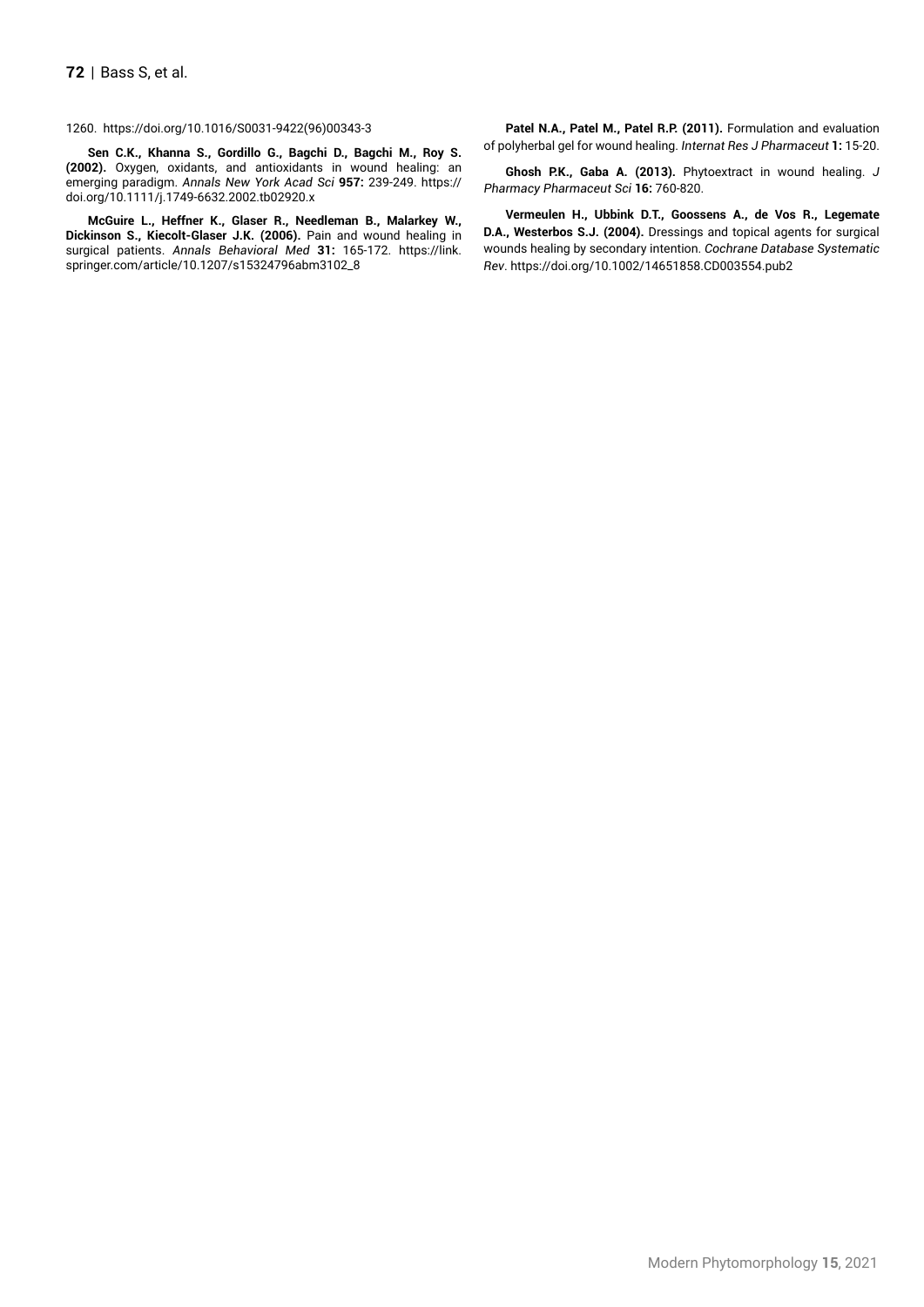1260. https://doi.org/10.1016/S0031-9422(96)00343-3

**Sen C.K., Khanna S., Gordillo G., Bagchi D., Bagchi M., Roy S. (2002).** Oxygen, oxidants, and antioxidants in wound healing: an emerging paradigm. *Annals New York Acad Sci* **957:** 239-249. https://doi.org/10.1111/j.1749-6632.2002.tb02920.x

**McGuire L., Heffner K., Glaser R., Needleman B., Malarkey W., Dickinson S., Kiecolt-Glaser J.K. (2006).** Pain and wound healing in surgical patients. *Annals Behavioral Med* **31:** 165-172. https://link.springer.com/article/10.1207/s15324796abm3102_8

**Patel N.A., Patel M., Patel R.P. (2011).** Formulation and evaluation of polyherbal gel for wound healing. *Internat Res J Pharmaceut* **1:** 15-20.

**Ghosh P.K., Gaba A. (2013).** Phytoextract in wound healing. *J Pharmacy Pharmaceut Sci* **16:** 760-820.

**Vermeulen H., Ubbink D.T., Goossens A., de Vos R., Legemate D.A., Westerbos S.J. (2004).** Dressings and topical agents for surgical wounds healing by secondary intention. *Cochrane Database Systematic Rev*. https://doi.org/10.1002/14651858.CD003554.pub2